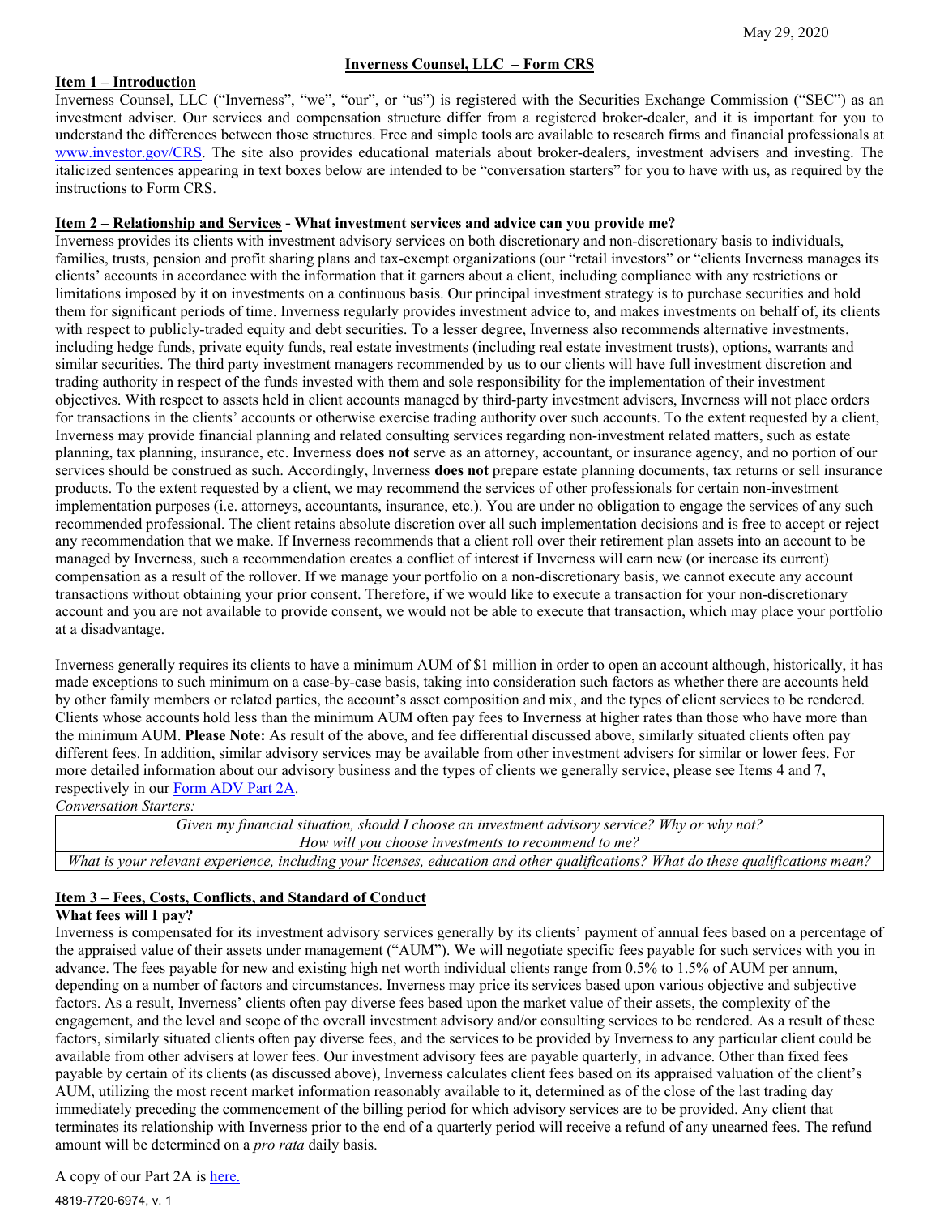May 29, 2020

# Inverness Counsel, LLC – Form CRS

## Item 1 – Introduction

Inverness Counsel, LLC ("Inverness", "we", "our", or "us") is registered with the Securities Exchange Commission ("SEC") as an investment adviser. Our services and compensation structure differ from a registered broker-dealer, and it is important for you to understand the differences between those structures. Free and simple tools are available to research firms and financial professionals at [www.investor.gov/CRS](www.investor.gov/CRS). The site also provides educational materials about broker-dealers, investment advisers and investing. The italicized sentences appearing in text boxes below are intended to be "conversation starters" for you to have with us, as required by the instructions to Form CRS.

## Item 2 – Relationship and Services - What investment services and advice can you provide me?

Inverness provides its clients with investment advisory services on both discretionary and non-discretionary basis to individuals, families, trusts, pension and profit sharing plans and tax-exempt organizations (our "retail investors" or "clients Inverness manages its clients' accounts in accordance with the information that it garners about a client, including compliance with any restrictions or limitations imposed by it on investments on a continuous basis. Our principal investment strategy is to purchase securities and hold them for significant periods of time. Inverness regularly provides investment advice to, and makes investments on behalf of, its clients with respect to publicly-traded equity and debt securities. To a lesser degree, Inverness also recommends alternative investments, including hedge funds, private equity funds, real estate investments (including real estate investment trusts), options, warrants and similar securities. The third party investment managers recommended by us to our clients will have full investment discretion and trading authority in respect of the funds invested with them and sole responsibility for the implementation of their investment objectives. With respect to assets held in client accounts managed by third-party investment advisers, Inverness will not place orders for transactions in the clients' accounts or otherwise exercise trading authority over such accounts. To the extent requested by a client, Inverness may provide financial planning and related consulting services regarding non-investment related matters, such as estate planning, tax planning, insurance, etc. Inverness **does not** serve as an attorney, accountant, or insurance agency, and no portion of our services should be construed as such. Accordingly, Inverness **does not** prepare estate planning documents, tax returns or sell insurance products. To the extent requested by a client, we may recommend the services of other professionals for certain non-investment implementation purposes (i.e. attorneys, accountants, insurance, etc.). You are under no obligation to engage the services of any such recommended professional. The client retains absolute discretion over all such implementation decisions and is free to accept or reject any recommendation that we make. If Inverness recommends that a client roll over their retirement plan assets into an account to be managed by Inverness, such a recommendation creates a conflict of interest if Inverness will earn new (or increase its current) compensation as a result of the rollover. If we manage your portfolio on a non-discretionary basis, we cannot execute any account transactions without obtaining your prior consent. Therefore, if we would like to execute a transaction for your non-discretionary account and you are not available to provide consent, we would not be able to execute that transaction, which may place your portfolio at a disadvantage.

Inverness generally requires its clients to have a minimum AUM of $1 million in order to open an account although, historically, it has made exceptions to such minimum on a case-by-case basis, taking into consideration such factors as whether there are accounts held by other family members or related parties, the account's asset composition and mix, and the types of client services to be rendered. Clients whose accounts hold less than the minimum AUM often pay fees to Inverness at higher rates than those who have more than the minimum AUM. **Please Note:** As result of the above, and fee differential discussed above, similarly situated clients often pay different fees. In addition, similar advisory services may be available from other investment advisers for similar or lower fees. For more detailed information about our advisory business and the types of clients we generally service, please see Items 4 and 7, respectively in our [Form ADV Part 2A](Form ADV Part 2A).

*Conversation Starters:*

| *Given my financial situation, should I choose an investment advisory service? Why or why not?* |
|---|
| *How will you choose investments to recommend to me?* |
| *What is your relevant experience, including your licenses, education and other qualifications? What do these qualifications mean?* |

## Item 3 – Fees, Costs, Conflicts, and Standard of Conduct

### What fees will I pay?

Inverness is compensated for its investment advisory services generally by its clients' payment of annual fees based on a percentage of the appraised value of their assets under management ("AUM"). We will negotiate specific fees payable for such services with you in advance. The fees payable for new and existing high net worth individual clients range from 0.5% to 1.5% of AUM per annum, depending on a number of factors and circumstances. Inverness may price its services based upon various objective and subjective factors. As a result, Inverness' clients often pay diverse fees based upon the market value of their assets, the complexity of the engagement, and the level and scope of the overall investment advisory and/or consulting services to be rendered. As a result of these factors, similarly situated clients often pay diverse fees, and the services to be provided by Inverness to any particular client could be available from other advisers at lower fees. Our investment advisory fees are payable quarterly, in advance. Other than fixed fees payable by certain of its clients (as discussed above), Inverness calculates client fees based on its appraised valuation of the client's AUM, utilizing the most recent market information reasonably available to it, determined as of the close of the last trading day immediately preceding the commencement of the billing period for which advisory services are to be provided. Any client that terminates its relationship with Inverness prior to the end of a quarterly period will receive a refund of any unearned fees. The refund amount will be determined on a *pro rata* daily basis.

A copy of our Part 2A is [here.](here.)

4819-7720-6974, v. 1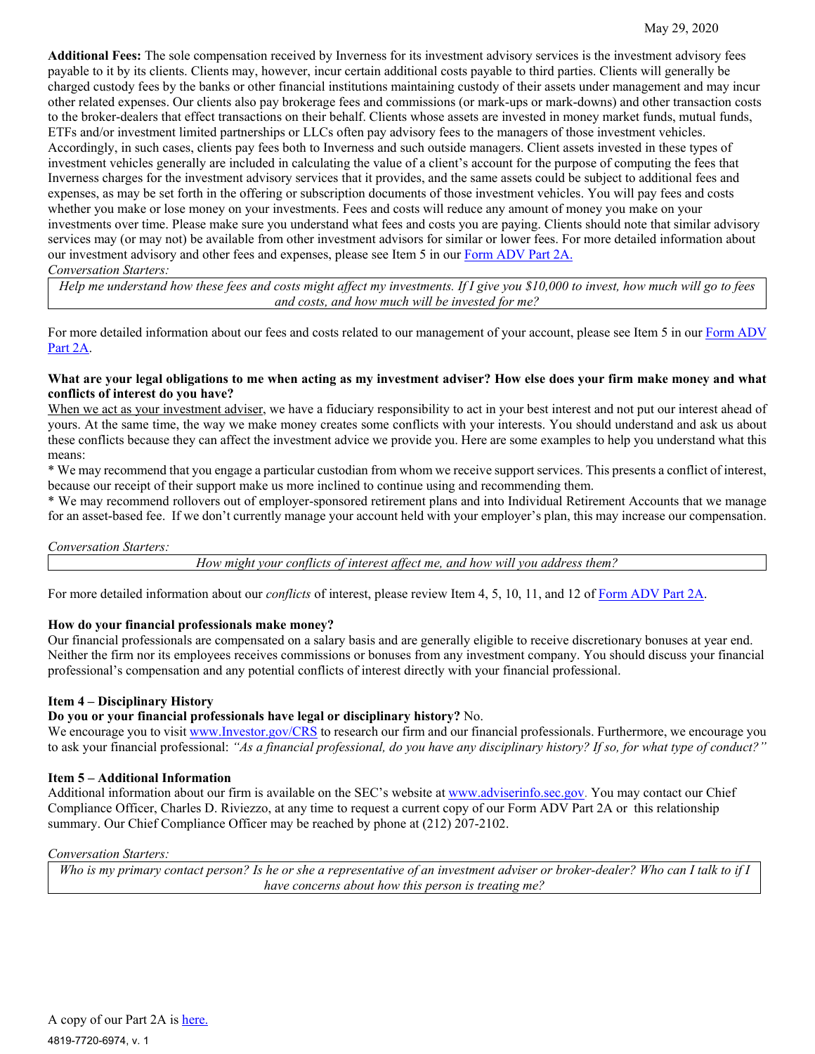May 29, 2020

**Additional Fees:** The sole compensation received by Inverness for its investment advisory services is the investment advisory fees payable to it by its clients. Clients may, however, incur certain additional costs payable to third parties. Clients will generally be charged custody fees by the banks or other financial institutions maintaining custody of their assets under management and may incur other related expenses. Our clients also pay brokerage fees and commissions (or mark-ups or mark-downs) and other transaction costs to the broker-dealers that effect transactions on their behalf. Clients whose assets are invested in money market funds, mutual funds, ETFs and/or investment limited partnerships or LLCs often pay advisory fees to the managers of those investment vehicles. Accordingly, in such cases, clients pay fees both to Inverness and such outside managers. Client assets invested in these types of investment vehicles generally are included in calculating the value of a client's account for the purpose of computing the fees that Inverness charges for the investment advisory services that it provides, and the same assets could be subject to additional fees and expenses, as may be set forth in the offering or subscription documents of those investment vehicles. You will pay fees and costs whether you make or lose money on your investments. Fees and costs will reduce any amount of money you make on your investments over time. Please make sure you understand what fees and costs you are paying. Clients should note that similar advisory services may (or may not) be available from other investment advisors for similar or lower fees. For more detailed information about our investment advisory and other fees and expenses, please see Item 5 in our [Form ADV Part 2A.]

*Conversation Starters:*

*Help me understand how these fees and costs might affect my investments. If I give you $10,000 to invest, how much will go to fees and costs, and how much will be invested for me?*

For more detailed information about our fees and costs related to our management of your account, please see Item 5 in our [Form ADV Part 2A].

**What are your legal obligations to me when acting as my investment adviser? How else does your firm make money and what conflicts of interest do you have?**

When we act as your investment adviser, we have a fiduciary responsibility to act in your best interest and not put our interest ahead of yours. At the same time, the way we make money creates some conflicts with your interests. You should understand and ask us about these conflicts because they can affect the investment advice we provide you. Here are some examples to help you understand what this means:

* We may recommend that you engage a particular custodian from whom we receive support services. This presents a conflict of interest, because our receipt of their support make us more inclined to continue using and recommending them.
* We may recommend rollovers out of employer-sponsored retirement plans and into Individual Retirement Accounts that we manage for an asset-based fee. If we don't currently manage your account held with your employer's plan, this may increase our compensation.

*Conversation Starters:*

*How might your conflicts of interest affect me, and how will you address them?*

For more detailed information about our *conflicts* of interest, please review Item 4, 5, 10, 11, and 12 of [Form ADV Part 2A].

**How do your financial professionals make money?**

Our financial professionals are compensated on a salary basis and are generally eligible to receive discretionary bonuses at year end. Neither the firm nor its employees receives commissions or bonuses from any investment company. You should discuss your financial professional's compensation and any potential conflicts of interest directly with your financial professional.

**Item 4 – Disciplinary History**

**Do you or your financial professionals have legal or disciplinary history?** No.

We encourage you to visit [www.Investor.gov/CRS] to research our firm and our financial professionals. Furthermore, we encourage you to ask your financial professional: *"As a financial professional, do you have any disciplinary history? If so, for what type of conduct?"*

**Item 5 – Additional Information**

Additional information about our firm is available on the SEC's website at [www.adviserinfo.sec.gov]. You may contact our Chief Compliance Officer, Charles D. Riviezzo, at any time to request a current copy of our Form ADV Part 2A or this relationship summary. Our Chief Compliance Officer may be reached by phone at (212) 207-2102.

*Conversation Starters:*

*Who is my primary contact person? Is he or she a representative of an investment adviser or broker-dealer? Who can I talk to if I have concerns about how this person is treating me?*

A copy of our Part 2A is [here.]

4819-7720-6974, v. 1